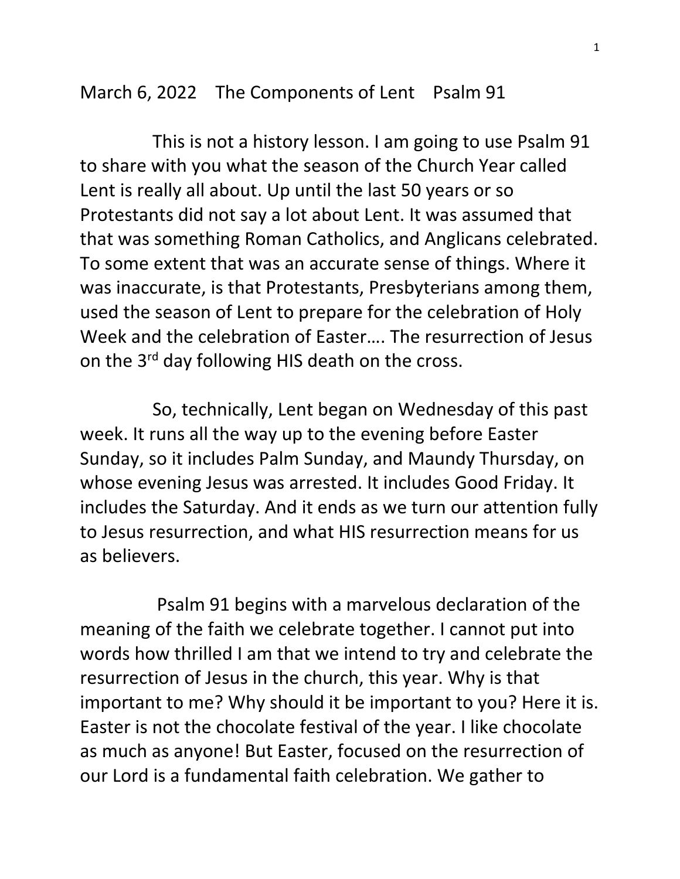March 6, 2022 The Components of Lent Psalm 91

This is not a history lesson. I am going to use Psalm 91 to share with you what the season of the Church Year called Lent is really all about. Up until the last 50 years or so Protestants did not say a lot about Lent. It was assumed that that was something Roman Catholics, and Anglicans celebrated. To some extent that was an accurate sense of things. Where it was inaccurate, is that Protestants, Presbyterians among them, used the season of Lent to prepare for the celebration of Holy Week and the celebration of Easter…. The resurrection of Jesus on the 3rd day following HIS death on the cross.

So, technically, Lent began on Wednesday of this past week. It runs all the way up to the evening before Easter Sunday, so it includes Palm Sunday, and Maundy Thursday, on whose evening Jesus was arrested. It includes Good Friday. It includes the Saturday. And it ends as we turn our attention fully to Jesus resurrection, and what HIS resurrection means for us as believers.

Psalm 91 begins with a marvelous declaration of the meaning of the faith we celebrate together. I cannot put into words how thrilled I am that we intend to try and celebrate the resurrection of Jesus in the church, this year. Why is that important to me? Why should it be important to you? Here it is. Easter is not the chocolate festival of the year. I like chocolate as much as anyone! But Easter, focused on the resurrection of our Lord is a fundamental faith celebration. We gather to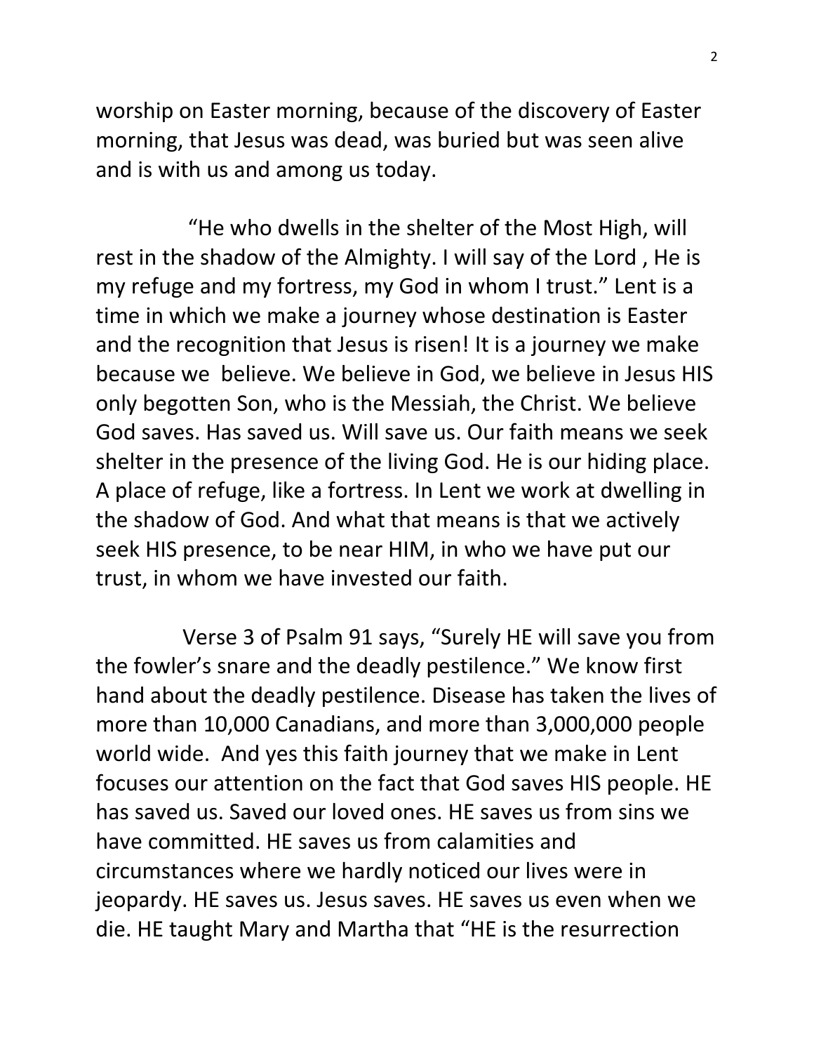worship on Easter morning, because of the discovery of Easter morning, that Jesus was dead, was buried but was seen alive and is with us and among us today.

"He who dwells in the shelter of the Most High, will rest in the shadow of the Almighty. I will say of the Lord , He is my refuge and my fortress, my God in whom I trust." Lent is a time in which we make a journey whose destination is Easter and the recognition that Jesus is risen! It is a journey we make because we believe. We believe in God, we believe in Jesus HIS only begotten Son, who is the Messiah, the Christ. We believe God saves. Has saved us. Will save us. Our faith means we seek shelter in the presence of the living God. He is our hiding place. A place of refuge, like a fortress. In Lent we work at dwelling in the shadow of God. And what that means is that we actively seek HIS presence, to be near HIM, in who we have put our trust, in whom we have invested our faith.

Verse 3 of Psalm 91 says, "Surely HE will save you from the fowler's snare and the deadly pestilence." We know first hand about the deadly pestilence. Disease has taken the lives of more than 10,000 Canadians, and more than 3,000,000 people world wide. And yes this faith journey that we make in Lent focuses our attention on the fact that God saves HIS people. HE has saved us. Saved our loved ones. HE saves us from sins we have committed. HE saves us from calamities and circumstances where we hardly noticed our lives were in jeopardy. HE saves us. Jesus saves. HE saves us even when we die. HE taught Mary and Martha that "HE is the resurrection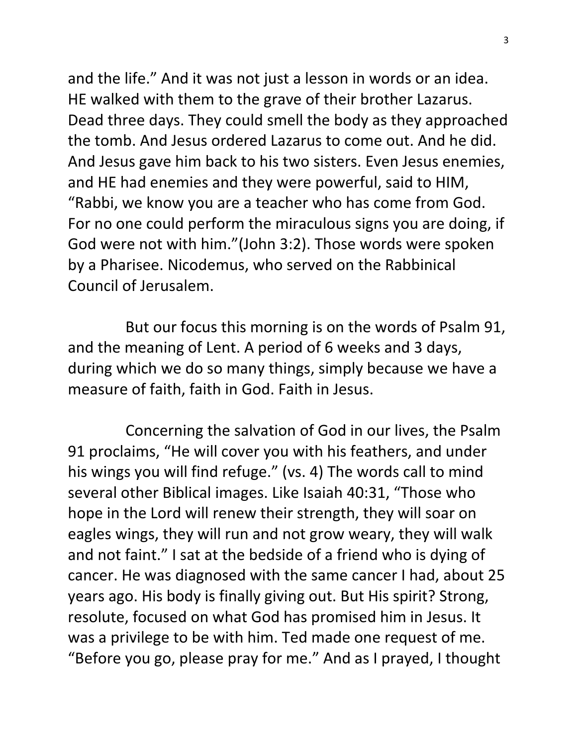and the life." And it was not just a lesson in words or an idea. HE walked with them to the grave of their brother Lazarus. Dead three days. They could smell the body as they approached the tomb. And Jesus ordered Lazarus to come out. And he did. And Jesus gave him back to his two sisters. Even Jesus enemies, and HE had enemies and they were powerful, said to HIM, "Rabbi, we know you are a teacher who has come from God. For no one could perform the miraculous signs you are doing, if God were not with him."(John 3:2). Those words were spoken by a Pharisee. Nicodemus, who served on the Rabbinical Council of Jerusalem.

But our focus this morning is on the words of Psalm 91, and the meaning of Lent. A period of 6 weeks and 3 days, during which we do so many things, simply because we have a measure of faith, faith in God. Faith in Jesus.

Concerning the salvation of God in our lives, the Psalm 91 proclaims, "He will cover you with his feathers, and under his wings you will find refuge." (vs. 4) The words call to mind several other Biblical images. Like Isaiah 40:31, "Those who hope in the Lord will renew their strength, they will soar on eagles wings, they will run and not grow weary, they will walk and not faint." I sat at the bedside of a friend who is dying of cancer. He was diagnosed with the same cancer I had, about 25 years ago. His body is finally giving out. But His spirit? Strong, resolute, focused on what God has promised him in Jesus. It was a privilege to be with him. Ted made one request of me. "Before you go, please pray for me." And as I prayed, I thought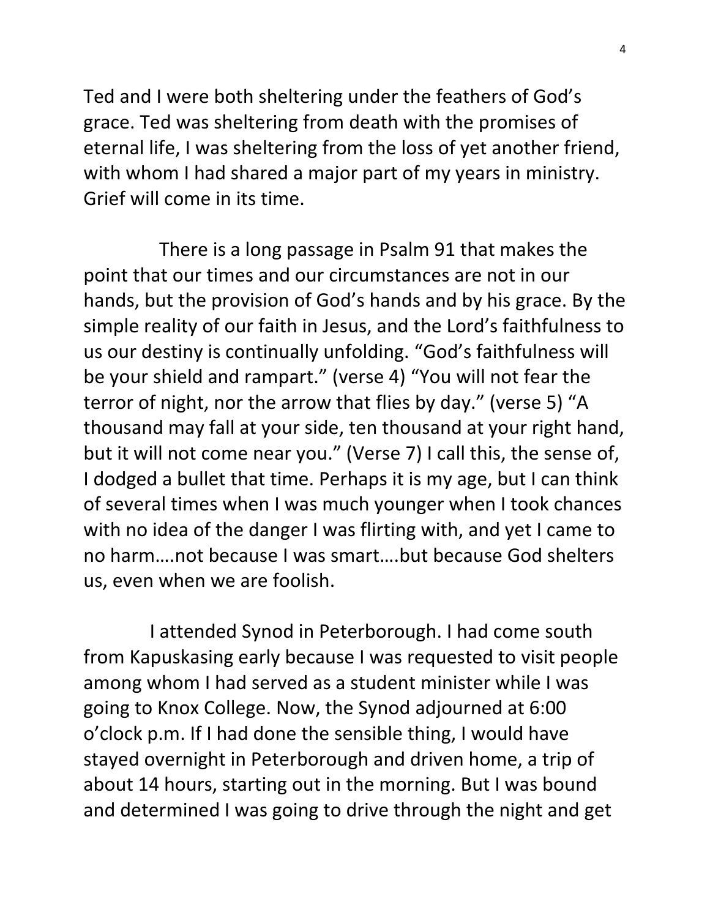Ted and I were both sheltering under the feathers of God's grace. Ted was sheltering from death with the promises of eternal life, I was sheltering from the loss of yet another friend, with whom I had shared a major part of my years in ministry. Grief will come in its time.

There is a long passage in Psalm 91 that makes the point that our times and our circumstances are not in our hands, but the provision of God's hands and by his grace. By the simple reality of our faith in Jesus, and the Lord's faithfulness to us our destiny is continually unfolding. "God's faithfulness will be your shield and rampart." (verse 4) "You will not fear the terror of night, nor the arrow that flies by day." (verse 5) "A thousand may fall at your side, ten thousand at your right hand, but it will not come near you." (Verse 7) I call this, the sense of, I dodged a bullet that time. Perhaps it is my age, but I can think of several times when I was much younger when I took chances with no idea of the danger I was flirting with, and yet I came to no harm….not because I was smart….but because God shelters us, even when we are foolish.

I attended Synod in Peterborough. I had come south from Kapuskasing early because I was requested to visit people among whom I had served as a student minister while I was going to Knox College. Now, the Synod adjourned at 6:00 o'clock p.m. If I had done the sensible thing, I would have stayed overnight in Peterborough and driven home, a trip of about 14 hours, starting out in the morning. But I was bound and determined I was going to drive through the night and get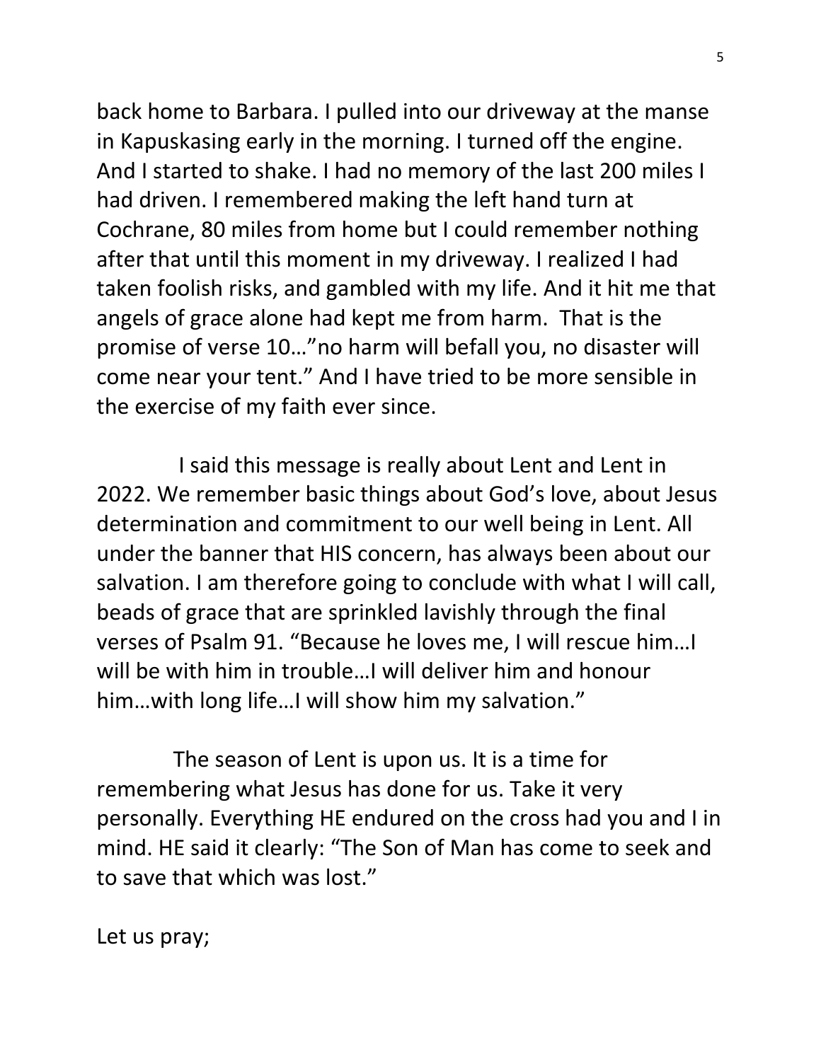back home to Barbara. I pulled into our driveway at the manse in Kapuskasing early in the morning. I turned off the engine. And I started to shake. I had no memory of the last 200 miles I had driven. I remembered making the left hand turn at Cochrane, 80 miles from home but I could remember nothing after that until this moment in my driveway. I realized I had taken foolish risks, and gambled with my life. And it hit me that angels of grace alone had kept me from harm.  That is the promise of verse 10…"no harm will befall you, no disaster will come near your tent." And I have tried to be more sensible in the exercise of my faith ever since.

I said this message is really about Lent and Lent in 2022. We remember basic things about God's love, about Jesus determination and commitment to our well being in Lent. All under the banner that HIS concern, has always been about our salvation. I am therefore going to conclude with what I will call, beads of grace that are sprinkled lavishly through the final verses of Psalm 91. "Because he loves me, I will rescue him…I will be with him in trouble…I will deliver him and honour him…with long life…I will show him my salvation."

The season of Lent is upon us. It is a time for remembering what Jesus has done for us. Take it very personally. Everything HE endured on the cross had you and I in mind. HE said it clearly: "The Son of Man has come to seek and to save that which was lost."

Let us pray;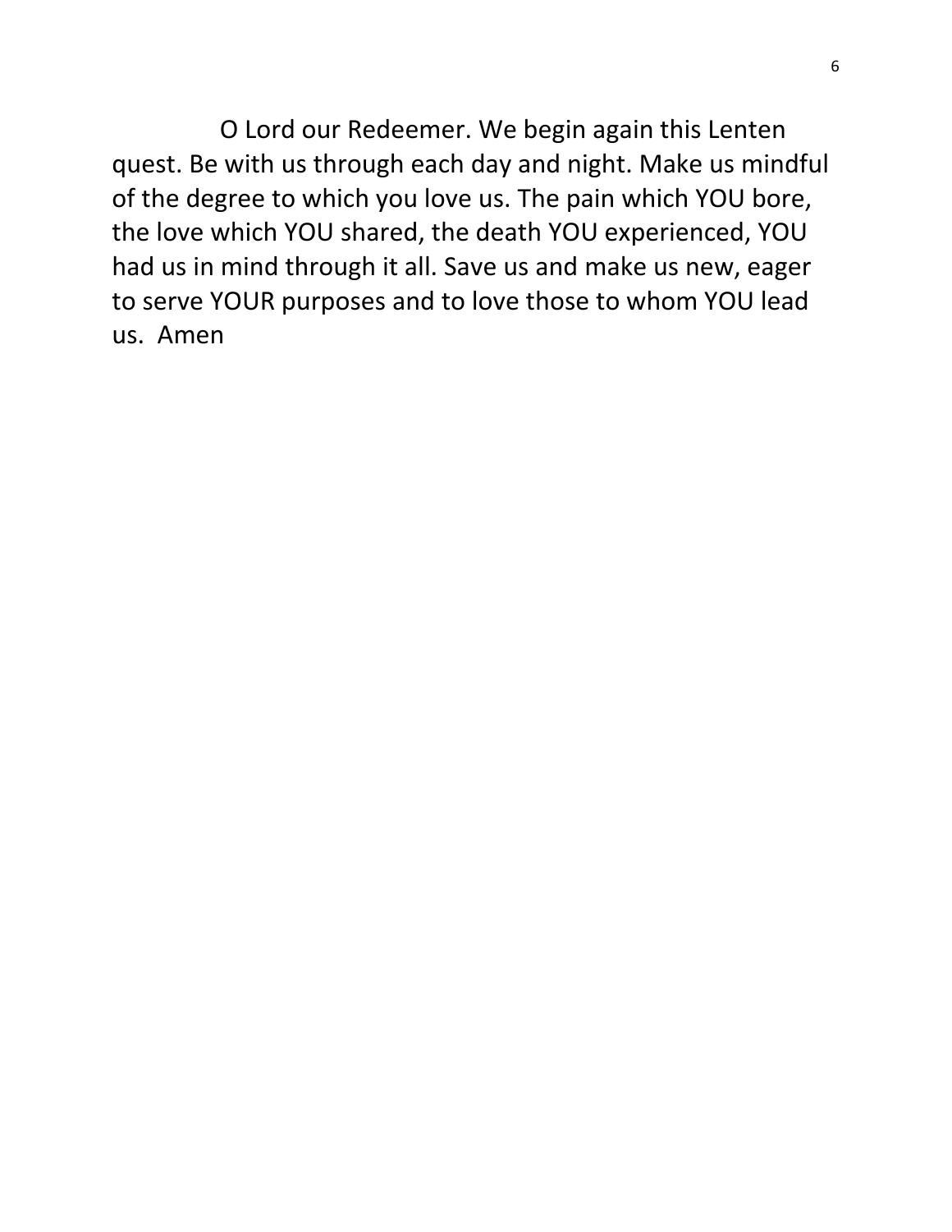O Lord our Redeemer. We begin again this Lenten quest. Be with us through each day and night. Make us mindful of the degree to which you love us. The pain which YOU bore, the love which YOU shared, the death YOU experienced, YOU had us in mind through it all. Save us and make us new, eager to serve YOUR purposes and to love those to whom YOU lead us.  Amen